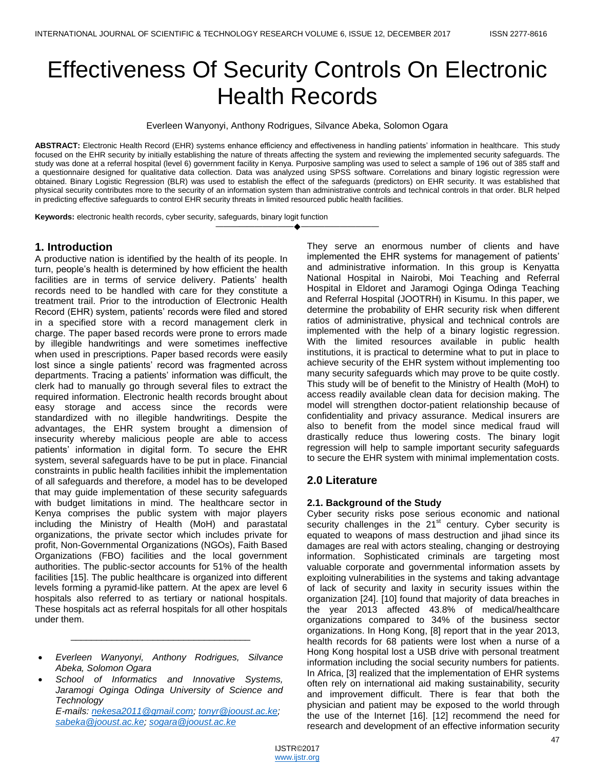# Effectiveness Of Security Controls On Electronic Health Records

Everleen Wanyonyi, Anthony Rodrigues, Silvance Abeka, Solomon Ogara

**ABSTRACT:** Electronic Health Record (EHR) systems enhance efficiency and effectiveness in handling patients' information in healthcare. This study focused on the EHR security by initially establishing the nature of threats affecting the system and reviewing the implemented security safeguards. The study was done at a referral hospital (level 6) government facility in Kenya. Purposive sampling was used to select a sample of 196 out of 385 staff and a questionnaire designed for qualitative data collection. Data was analyzed using SPSS software. Correlations and binary logistic regression were obtained. Binary Logistic Regression (BLR) was used to establish the effect of the safeguards (predictors) on EHR security. It was established that physical security contributes more to the security of an information system than administrative controls and technical controls in that order. BLR helped in predicting effective safeguards to control EHR security threats in limited resourced public health facilities.

**Keywords:** electronic health records, cyber security, safeguards, binary logit function

---

## 1. Introduction

A productive nation is identified by the health of its people. In turn, people's health is determined by how efficient the health facilities are in terms of service delivery. Patients' health records need to be handled with care for they constitute a treatment trail. Prior to the introduction of Electronic Health Record (EHR) system, patients' records were filed and stored in a specified store with a record management clerk in charge. The paper based records were prone to errors made by illegible handwritings and were sometimes ineffective when used in prescriptions. Paper based records were easily lost since a single patients' record was fragmented across departments. Tracing a patients' information was difficult, the clerk had to manually go through several files to extract the required information. Electronic health records brought about easy storage and access since the records were standardized with no illegible handwritings. Despite the advantages, the EHR system brought a dimension of insecurity whereby malicious people are able to access patients' information in digital form. To secure the EHR system, several safeguards have to be put in place. Financial constraints in public health facilities inhibit the implementation of all safeguards and therefore, a model has to be developed that may guide implementation of these security safeguards with budget limitations in mind. The healthcare sector in Kenya comprises the public system with major players including the Ministry of Health (MoH) and parastatal organizations, the private sector which includes private for profit, Non-Governmental Organizations (NGOs), Faith Based Organizations (FBO) facilities and the local government authorities. The public-sector accounts for 51% of the health facilities [15]. The public healthcare is organized into different levels forming a pyramid-like pattern. At the apex are level 6 hospitals also referred to as tertiary or national hospitals. These hospitals act as referral hospitals for all other hospitals under them.

---

- *Everleen Wanyonyi, Anthony Rodrigues, Silvance Abeka, Solomon Ogara*
- *School of Informatics and Innovative Systems, Jaramogi Oginga Odinga University of Science and Technology*
  *E-mails: nekesa2011@gmail.com; tonyr@jooust.ac.ke; sabeka@jooust.ac.ke; sogara@jooust.ac.ke*

They serve an enormous number of clients and have implemented the EHR systems for management of patients' and administrative information. In this group is Kenyatta National Hospital in Nairobi, Moi Teaching and Referral Hospital in Eldoret and Jaramogi Oginga Odinga Teaching and Referral Hospital (JOOTRH) in Kisumu. In this paper, we determine the probability of EHR security risk when different ratios of administrative, physical and technical controls are implemented with the help of a binary logistic regression. With the limited resources available in public health institutions, it is practical to determine what to put in place to achieve security of the EHR system without implementing too many security safeguards which may prove to be quite costly. This study will be of benefit to the Ministry of Health (MoH) to access readily available clean data for decision making. The model will strengthen doctor-patient relationship because of confidentiality and privacy assurance. Medical insurers are also to benefit from the model since medical fraud will drastically reduce thus lowering costs. The binary logit regression will help to sample important security safeguards to secure the EHR system with minimal implementation costs.

## 2.0 Literature

### 2.1. Background of the Study

Cyber security risks pose serious economic and national security challenges in the 21st century. Cyber security is equated to weapons of mass destruction and jihad since its damages are real with actors stealing, changing or destroying information. Sophisticated criminals are targeting most valuable corporate and governmental information assets by exploiting vulnerabilities in the systems and taking advantage of lack of security and laxity in security issues within the organization [24]. [10] found that majority of data breaches in the year 2013 affected 43.8% of medical/healthcare organizations compared to 34% of the business sector organizations. In Hong Kong, [8] report that in the year 2013, health records for 68 patients were lost when a nurse of a Hong Kong hospital lost a USB drive with personal treatment information including the social security numbers for patients. In Africa, [3] realized that the implementation of EHR systems often rely on international aid making sustainability, security and improvement difficult. There is fear that both the physician and patient may be exposed to the world through the use of the Internet [16]. [12] recommend the need for research and development of an effective information security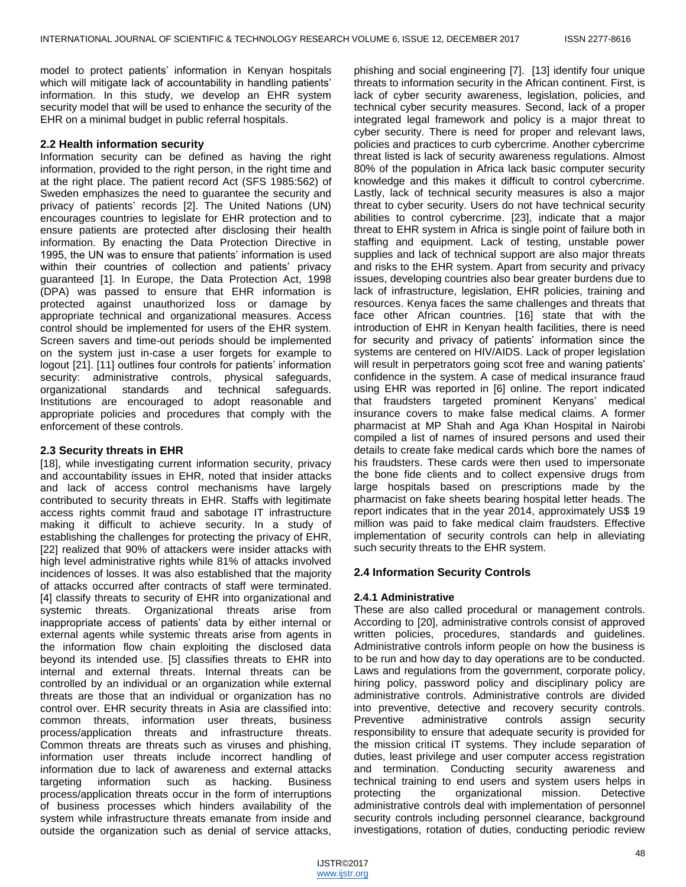model to protect patients' information in Kenyan hospitals which will mitigate lack of accountability in handling patients' information. In this study, we develop an EHR system security model that will be used to enhance the security of the EHR on a minimal budget in public referral hospitals.

### 2.2 Health information security

Information security can be defined as having the right information, provided to the right person, in the right time and at the right place. The patient record Act (SFS 1985:562) of Sweden emphasizes the need to guarantee the security and privacy of patients' records [2]. The United Nations (UN) encourages countries to legislate for EHR protection and to ensure patients are protected after disclosing their health information. By enacting the Data Protection Directive in 1995, the UN was to ensure that patients' information is used within their countries of collection and patients' privacy guaranteed [1]. In Europe, the Data Protection Act, 1998 (DPA) was passed to ensure that EHR information is protected against unauthorized loss or damage by appropriate technical and organizational measures. Access control should be implemented for users of the EHR system. Screen savers and time-out periods should be implemented on the system just in-case a user forgets for example to logout [21]. [11] outlines four controls for patients' information security: administrative controls, physical safeguards, organizational standards and technical safeguards. Institutions are encouraged to adopt reasonable and appropriate policies and procedures that comply with the enforcement of these controls.

### 2.3 Security threats in EHR

[18], while investigating current information security, privacy and accountability issues in EHR, noted that insider attacks and lack of access control mechanisms have largely contributed to security threats in EHR. Staffs with legitimate access rights commit fraud and sabotage IT infrastructure making it difficult to achieve security. In a study of establishing the challenges for protecting the privacy of EHR, [22] realized that 90% of attackers were insider attacks with high level administrative rights while 81% of attacks involved incidences of losses. It was also established that the majority of attacks occurred after contracts of staff were terminated. [4] classify threats to security of EHR into organizational and systemic threats. Organizational threats arise from inappropriate access of patients' data by either internal or external agents while systemic threats arise from agents in the information flow chain exploiting the disclosed data beyond its intended use. [5] classifies threats to EHR into internal and external threats. Internal threats can be controlled by an individual or an organization while external threats are those that an individual or organization has no control over. EHR security threats in Asia are classified into: common threats, information user threats, business process/application threats and infrastructure threats. Common threats are threats such as viruses and phishing, information user threats include incorrect handling of information due to lack of awareness and external attacks targeting information such as hacking. Business process/application threats occur in the form of interruptions of business processes which hinders availability of the system while infrastructure threats emanate from inside and outside the organization such as denial of service attacks, phishing and social engineering [7]. [13] identify four unique threats to information security in the African continent. First, is lack of cyber security awareness, legislation, policies, and technical cyber security measures. Second, lack of a proper integrated legal framework and policy is a major threat to cyber security. There is need for proper and relevant laws, policies and practices to curb cybercrime. Another cybercrime threat listed is lack of security awareness regulations. Almost 80% of the population in Africa lack basic computer security knowledge and this makes it difficult to control cybercrime. Lastly, lack of technical security measures is also a major threat to cyber security. Users do not have technical security abilities to control cybercrime. [23], indicate that a major threat to EHR system in Africa is single point of failure both in staffing and equipment. Lack of testing, unstable power supplies and lack of technical support are also major threats and risks to the EHR system. Apart from security and privacy issues, developing countries also bear greater burdens due to lack of infrastructure, legislation, EHR policies, training and resources. Kenya faces the same challenges and threats that face other African countries. [16] state that with the introduction of EHR in Kenyan health facilities, there is need for security and privacy of patients' information since the systems are centered on HIV/AIDS. Lack of proper legislation will result in perpetrators going scot free and waning patients' confidence in the system. A case of medical insurance fraud using EHR was reported in [6] online. The report indicated that fraudsters targeted prominent Kenyans' medical insurance covers to make false medical claims. A former pharmacist at MP Shah and Aga Khan Hospital in Nairobi compiled a list of names of insured persons and used their details to create fake medical cards which bore the names of his fraudsters. These cards were then used to impersonate the bone fide clients and to collect expensive drugs from large hospitals based on prescriptions made by the pharmacist on fake sheets bearing hospital letter heads. The report indicates that in the year 2014, approximately US$ 19 million was paid to fake medical claim fraudsters. Effective implementation of security controls can help in alleviating such security threats to the EHR system.

### 2.4 Information Security Controls

#### 2.4.1 Administrative

These are also called procedural or management controls. According to [20], administrative controls consist of approved written policies, procedures, standards and guidelines. Administrative controls inform people on how the business is to be run and how day to day operations are to be conducted. Laws and regulations from the government, corporate policy, hiring policy, password policy and disciplinary policy are administrative controls. Administrative controls are divided into preventive, detective and recovery security controls. Preventive administrative controls assign security responsibility to ensure that adequate security is provided for the mission critical IT systems. They include separation of duties, least privilege and user computer access registration and termination. Conducting security awareness and technical training to end users and system users helps in protecting the organizational mission. Detective administrative controls deal with implementation of personnel security controls including personnel clearance, background investigations, rotation of duties, conducting periodic review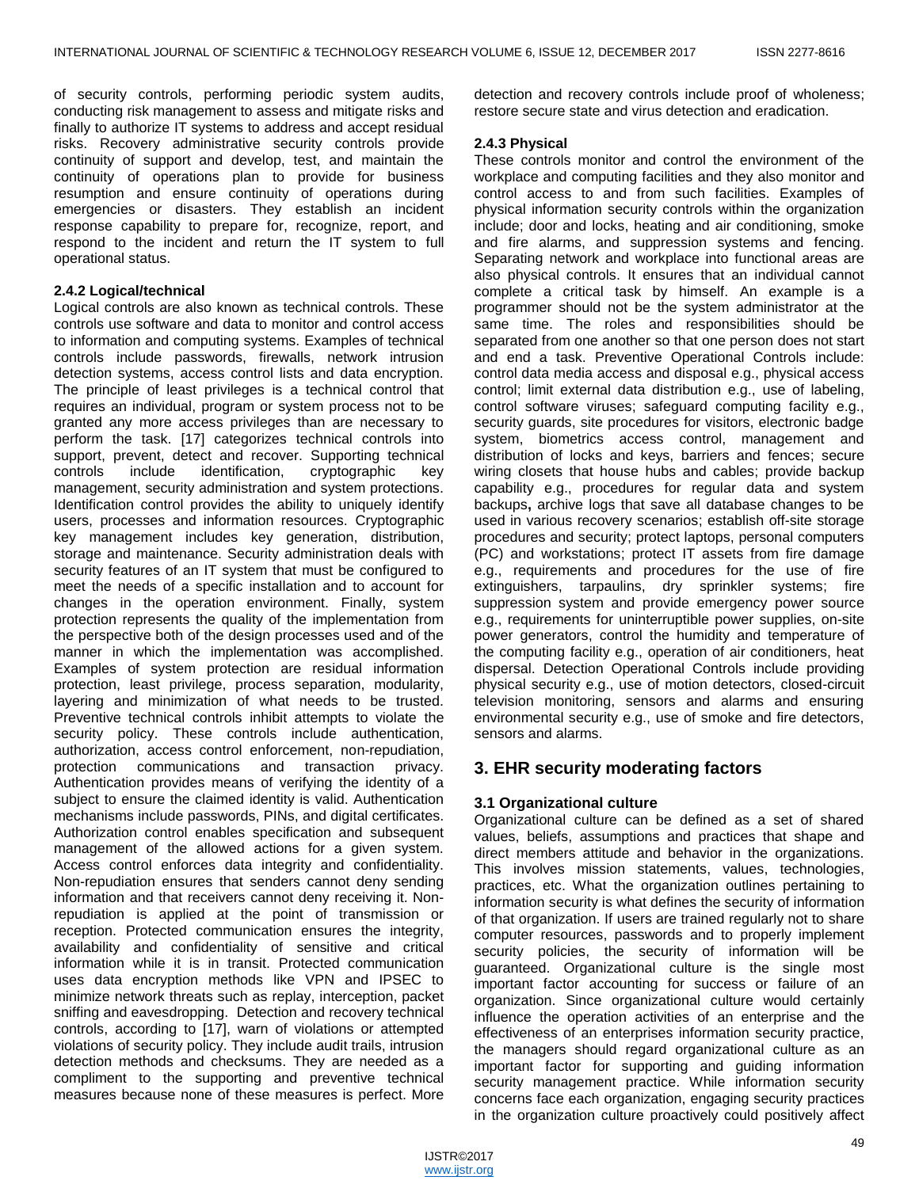of security controls, performing periodic system audits, conducting risk management to assess and mitigate risks and finally to authorize IT systems to address and accept residual risks. Recovery administrative security controls provide continuity of support and develop, test, and maintain the continuity of operations plan to provide for business resumption and ensure continuity of operations during emergencies or disasters. They establish an incident response capability to prepare for, recognize, report, and respond to the incident and return the IT system to full operational status.

### 2.4.2 Logical/technical

Logical controls are also known as technical controls. These controls use software and data to monitor and control access to information and computing systems. Examples of technical controls include passwords, firewalls, network intrusion detection systems, access control lists and data encryption. The principle of least privileges is a technical control that requires an individual, program or system process not to be granted any more access privileges than are necessary to perform the task. [17] categorizes technical controls into support, prevent, detect and recover. Supporting technical controls include identification, cryptographic key management, security administration and system protections. Identification control provides the ability to uniquely identify users, processes and information resources. Cryptographic key management includes key generation, distribution, storage and maintenance. Security administration deals with security features of an IT system that must be configured to meet the needs of a specific installation and to account for changes in the operation environment. Finally, system protection represents the quality of the implementation from the perspective both of the design processes used and of the manner in which the implementation was accomplished. Examples of system protection are residual information protection, least privilege, process separation, modularity, layering and minimization of what needs to be trusted. Preventive technical controls inhibit attempts to violate the security policy. These controls include authentication, authorization, access control enforcement, non-repudiation, protection communications and transaction privacy. Authentication provides means of verifying the identity of a subject to ensure the claimed identity is valid. Authentication mechanisms include passwords, PINs, and digital certificates. Authorization control enables specification and subsequent management of the allowed actions for a given system. Access control enforces data integrity and confidentiality. Non-repudiation ensures that senders cannot deny sending information and that receivers cannot deny receiving it. Non-repudiation is applied at the point of transmission or reception. Protected communication ensures the integrity, availability and confidentiality of sensitive and critical information while it is in transit. Protected communication uses data encryption methods like VPN and IPSEC to minimize network threats such as replay, interception, packet sniffing and eavesdropping. Detection and recovery technical controls, according to [17], warn of violations or attempted violations of security policy. They include audit trails, intrusion detection methods and checksums. They are needed as a compliment to the supporting and preventive technical measures because none of these measures is perfect. More detection and recovery controls include proof of wholeness; restore secure state and virus detection and eradication.

### 2.4.3 Physical

These controls monitor and control the environment of the workplace and computing facilities and they also monitor and control access to and from such facilities. Examples of physical information security controls within the organization include; door and locks, heating and air conditioning, smoke and fire alarms, and suppression systems and fencing. Separating network and workplace into functional areas are also physical controls. It ensures that an individual cannot complete a critical task by himself. An example is a programmer should not be the system administrator at the same time. The roles and responsibilities should be separated from one another so that one person does not start and end a task. Preventive Operational Controls include: control data media access and disposal e.g., physical access control; limit external data distribution e.g., use of labeling, control software viruses; safeguard computing facility e.g., security guards, site procedures for visitors, electronic badge system, biometrics access control, management and distribution of locks and keys, barriers and fences; secure wiring closets that house hubs and cables; provide backup capability e.g., procedures for regular data and system backups**,** archive logs that save all database changes to be used in various recovery scenarios; establish off-site storage procedures and security; protect laptops, personal computers (PC) and workstations; protect IT assets from fire damage e.g., requirements and procedures for the use of fire extinguishers, tarpaulins, dry sprinkler systems; fire suppression system and provide emergency power source e.g., requirements for uninterruptible power supplies, on-site power generators, control the humidity and temperature of the computing facility e.g., operation of air conditioners, heat dispersal. Detection Operational Controls include providing physical security e.g., use of motion detectors, closed-circuit television monitoring, sensors and alarms and ensuring environmental security e.g., use of smoke and fire detectors, sensors and alarms.

## 3. EHR security moderating factors

### 3.1 Organizational culture

Organizational culture can be defined as a set of shared values, beliefs, assumptions and practices that shape and direct members attitude and behavior in the organizations. This involves mission statements, values, technologies, practices, etc. What the organization outlines pertaining to information security is what defines the security of information of that organization. If users are trained regularly not to share computer resources, passwords and to properly implement security policies, the security of information will be guaranteed. Organizational culture is the single most important factor accounting for success or failure of an organization. Since organizational culture would certainly influence the operation activities of an enterprise and the effectiveness of an enterprises information security practice, the managers should regard organizational culture as an important factor for supporting and guiding information security management practice. While information security concerns face each organization, engaging security practices in the organization culture proactively could positively affect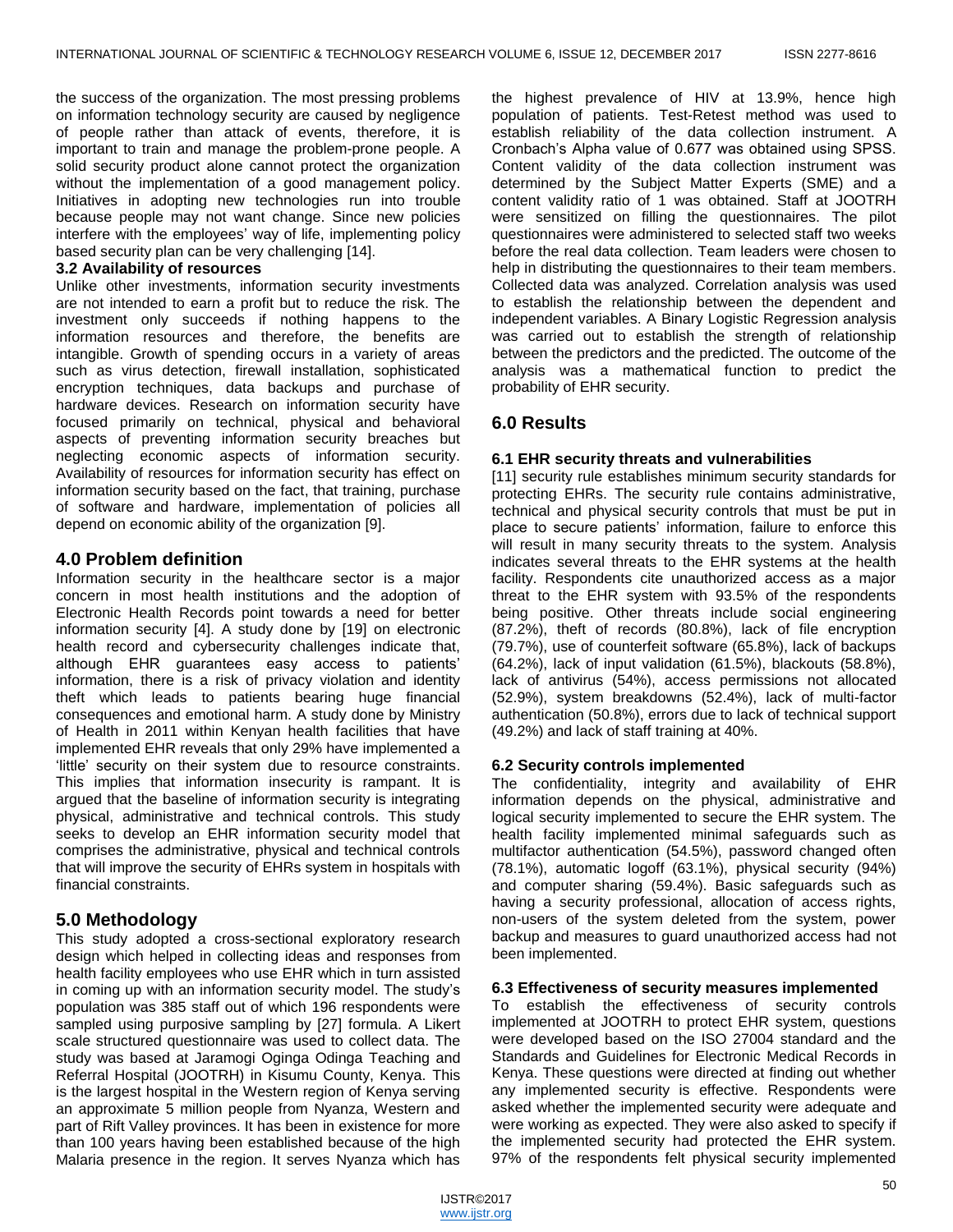the success of the organization. The most pressing problems on information technology security are caused by negligence of people rather than attack of events, therefore, it is important to train and manage the problem-prone people. A solid security product alone cannot protect the organization without the implementation of a good management policy. Initiatives in adopting new technologies run into trouble because people may not want change. Since new policies interfere with the employees' way of life, implementing policy based security plan can be very challenging [14].

### 3.2 Availability of resources

Unlike other investments, information security investments are not intended to earn a profit but to reduce the risk. The investment only succeeds if nothing happens to the information resources and therefore, the benefits are intangible. Growth of spending occurs in a variety of areas such as virus detection, firewall installation, sophisticated encryption techniques, data backups and purchase of hardware devices. Research on information security have focused primarily on technical, physical and behavioral aspects of preventing information security breaches but neglecting economic aspects of information security. Availability of resources for information security has effect on information security based on the fact, that training, purchase of software and hardware, implementation of policies all depend on economic ability of the organization [9].

## 4.0 Problem definition

Information security in the healthcare sector is a major concern in most health institutions and the adoption of Electronic Health Records point towards a need for better information security [4]. A study done by [19] on electronic health record and cybersecurity challenges indicate that, although EHR guarantees easy access to patients' information, there is a risk of privacy violation and identity theft which leads to patients bearing huge financial consequences and emotional harm. A study done by Ministry of Health in 2011 within Kenyan health facilities that have implemented EHR reveals that only 29% have implemented a 'little' security on their system due to resource constraints. This implies that information insecurity is rampant. It is argued that the baseline of information security is integrating physical, administrative and technical controls. This study seeks to develop an EHR information security model that comprises the administrative, physical and technical controls that will improve the security of EHRs system in hospitals with financial constraints.

## 5.0 Methodology

This study adopted a cross-sectional exploratory research design which helped in collecting ideas and responses from health facility employees who use EHR which in turn assisted in coming up with an information security model. The study's population was 385 staff out of which 196 respondents were sampled using purposive sampling by [27] formula. A Likert scale structured questionnaire was used to collect data. The study was based at Jaramogi Oginga Odinga Teaching and Referral Hospital (JOOTRH) in Kisumu County, Kenya. This is the largest hospital in the Western region of Kenya serving an approximate 5 million people from Nyanza, Western and part of Rift Valley provinces. It has been in existence for more than 100 years having been established because of the high Malaria presence in the region. It serves Nyanza which has the highest prevalence of HIV at 13.9%, hence high population of patients. Test-Retest method was used to establish reliability of the data collection instrument. A Cronbach's Alpha value of 0.677 was obtained using SPSS. Content validity of the data collection instrument was determined by the Subject Matter Experts (SME) and a content validity ratio of 1 was obtained. Staff at JOOTRH were sensitized on filling the questionnaires. The pilot questionnaires were administered to selected staff two weeks before the real data collection. Team leaders were chosen to help in distributing the questionnaires to their team members. Collected data was analyzed. Correlation analysis was used to establish the relationship between the dependent and independent variables. A Binary Logistic Regression analysis was carried out to establish the strength of relationship between the predictors and the predicted. The outcome of the analysis was a mathematical function to predict the probability of EHR security.

## 6.0 Results

### 6.1 EHR security threats and vulnerabilities

[11] security rule establishes minimum security standards for protecting EHRs. The security rule contains administrative, technical and physical security controls that must be put in place to secure patients' information, failure to enforce this will result in many security threats to the system. Analysis indicates several threats to the EHR systems at the health facility. Respondents cite unauthorized access as a major threat to the EHR system with 93.5% of the respondents being positive. Other threats include social engineering (87.2%), theft of records (80.8%), lack of file encryption (79.7%), use of counterfeit software (65.8%), lack of backups (64.2%), lack of input validation (61.5%), blackouts (58.8%), lack of antivirus (54%), access permissions not allocated (52.9%), system breakdowns (52.4%), lack of multi-factor authentication (50.8%), errors due to lack of technical support (49.2%) and lack of staff training at 40%.

### 6.2 Security controls implemented

The confidentiality, integrity and availability of EHR information depends on the physical, administrative and logical security implemented to secure the EHR system. The health facility implemented minimal safeguards such as multifactor authentication (54.5%), password changed often (78.1%), automatic logoff (63.1%), physical security (94%) and computer sharing (59.4%). Basic safeguards such as having a security professional, allocation of access rights, non-users of the system deleted from the system, power backup and measures to guard unauthorized access had not been implemented.

### 6.3 Effectiveness of security measures implemented

To establish the effectiveness of security controls implemented at JOOTRH to protect EHR system, questions were developed based on the ISO 27004 standard and the Standards and Guidelines for Electronic Medical Records in Kenya. These questions were directed at finding out whether any implemented security is effective. Respondents were asked whether the implemented security were adequate and were working as expected. They were also asked to specify if the implemented security had protected the EHR system. 97% of the respondents felt physical security implemented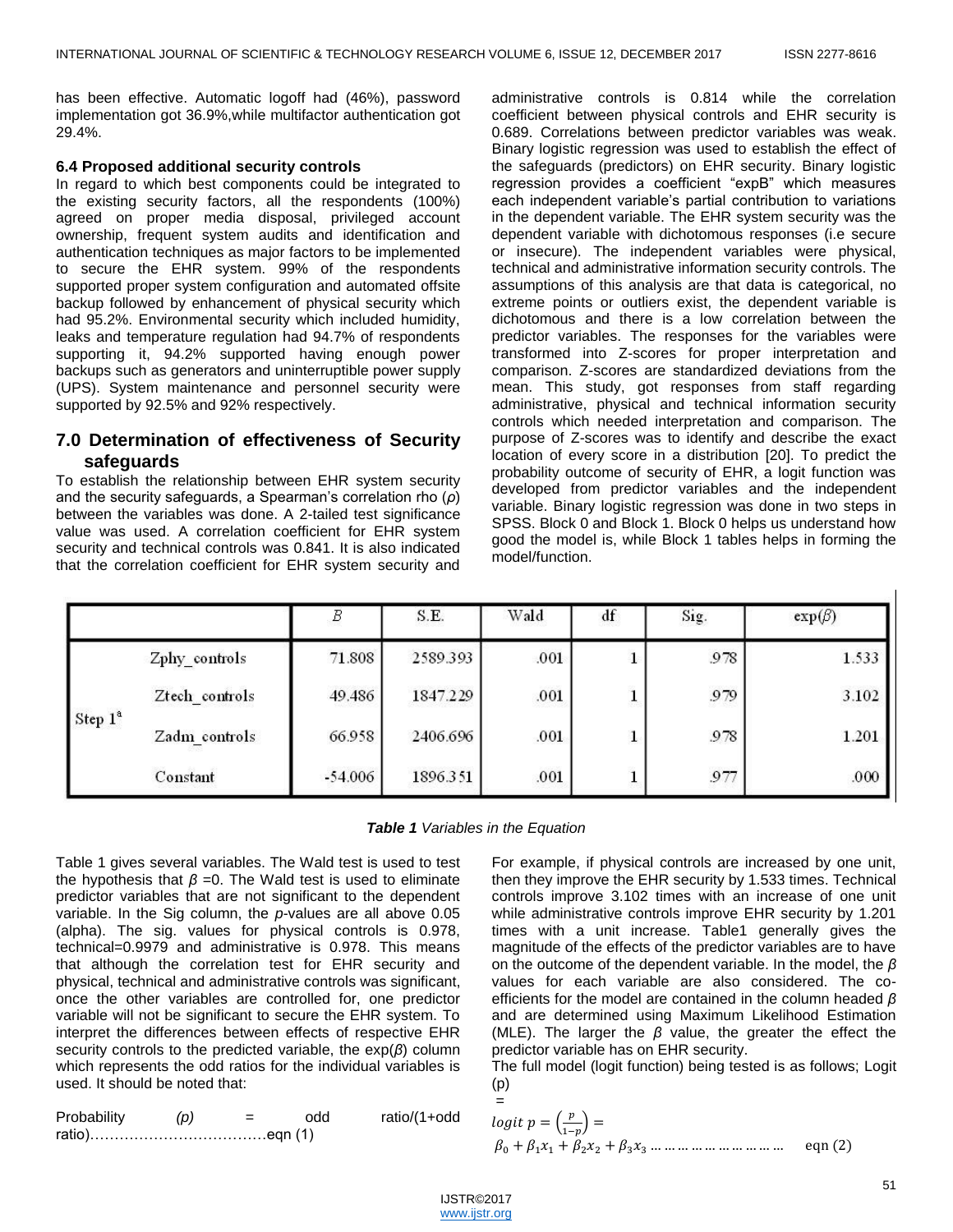has been effective. Automatic logoff had (46%), password implementation got 36.9%,while multifactor authentication got 29.4%.

### 6.4 Proposed additional security controls

In regard to which best components could be integrated to the existing security factors, all the respondents (100%) agreed on proper media disposal, privileged account ownership, frequent system audits and identification and authentication techniques as major factors to be implemented to secure the EHR system. 99% of the respondents supported proper system configuration and automated offsite backup followed by enhancement of physical security which had 95.2%. Environmental security which included humidity, leaks and temperature regulation had 94.7% of respondents supporting it, 94.2% supported having enough power backups such as generators and uninterruptible power supply (UPS). System maintenance and personnel security were supported by 92.5% and 92% respectively.

## 7.0 Determination of effectiveness of Security safeguards

To establish the relationship between EHR system security and the security safeguards, a Spearman's correlation rho ($\rho$) between the variables was done. A 2-tailed test significance value was used. A correlation coefficient for EHR system security and technical controls was 0.841. It is also indicated that the correlation coefficient for EHR system security and administrative controls is 0.814 while the correlation coefficient between physical controls and EHR security is 0.689. Correlations between predictor variables was weak. Binary logistic regression was used to establish the effect of the safeguards (predictors) on EHR security. Binary logistic regression provides a coefficient "expB" which measures each independent variable's partial contribution to variations in the dependent variable. The EHR system security was the dependent variable with dichotomous responses (i.e secure or insecure). The independent variables were physical, technical and administrative information security controls. The assumptions of this analysis are that data is categorical, no extreme points or outliers exist, the dependent variable is dichotomous and there is a low correlation between the predictor variables. The responses for the variables were transformed into Z-scores for proper interpretation and comparison. Z-scores are standardized deviations from the mean. This study, got responses from staff regarding administrative, physical and technical information security controls which needed interpretation and comparison. The purpose of Z-scores was to identify and describe the exact location of every score in a distribution [20]. To predict the probability outcome of security of EHR, a logit function was developed from predictor variables and the independent variable. Binary logistic regression was done in two steps in SPSS. Block 0 and Block 1. Block 0 helps us understand how good the model is, while Block 1 tables helps in forming the model/function.

| | | $B$ | S.E. | Wald | df | Sig. | $\exp(\beta)$ |
|---|---|---|---|---|---|---|---|
| Step 1[a] | Zphy_controls | 71.808 | 2589.393 | .001 | 1 | .978 | 1.533 |
| | Ztech_controls | 49.486 | 1847.229 | .001 | 1 | .979 | 3.102 |
| | Zadm_controls | 66.958 | 2406.696 | .001 | 1 | .978 | 1.201 |
| | Constant | -54.006 | 1896.351 | .001 | 1 | .977 | .000 |

***Table 1*** *Variables in the Equation*

Table 1 gives several variables. The Wald test is used to test the hypothesis that $\beta$ =0. The Wald test is used to eliminate predictor variables that are not significant to the dependent variable. In the Sig column, the *p*-values are all above 0.05 (alpha). The sig. values for physical controls is 0.978, technical=0.9979 and administrative is 0.978. This means that although the correlation test for EHR security and physical, technical and administrative controls was significant, once the other variables are controlled for, one predictor variable will not be significant to secure the EHR system. To interpret the differences between effects of respective EHR security controls to the predicted variable, the exp($\beta$) column which represents the odd ratios for the individual variables is used. It should be noted that:

Probability *(p)* = odd ratio/(1+odd ratio)………………………………eqn (1)

For example, if physical controls are increased by one unit, then they improve the EHR security by 1.533 times. Technical controls improve 3.102 times with an increase of one unit while administrative controls improve EHR security by 1.201 times with a unit increase. Table1 generally gives the magnitude of the effects of the predictor variables are to have on the outcome of the dependent variable. In the model, the $\beta$ values for each variable are also considered. The co-efficients for the model are contained in the column headed $\beta$ and are determined using Maximum Likelihood Estimation (MLE). The larger the $\beta$ value, the greater the effect the predictor variable has on EHR security.

The full model (logit function) being tested is as follows; Logit (p) =

$$logit\ p = \left(\frac{p}{1-p}\right) = \beta_0 + \beta_1 x_1 + \beta_2 x_2 + \beta_3 x_3 \ldots\ldots\ldots\ldots\ldots\ldots\ldots\ldots \quad \text{eqn (2)}$$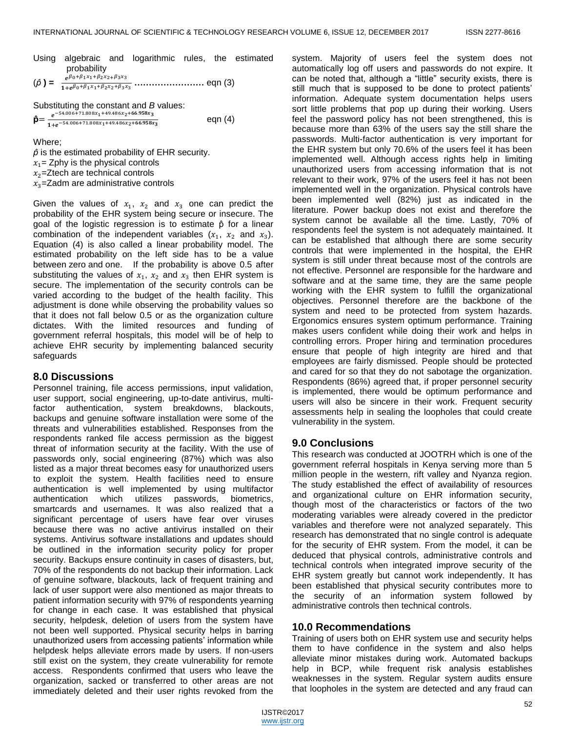Using algebraic and logarithmic rules, the estimated probability

$$(\hat{p}) = \frac{e^{\beta_0+\beta_1 x_1+\beta_2 x_2+\beta_3 x_3}}{1+e^{\beta_0+\beta_1 x_1+\beta_2 x_2+\beta_3 x_3}} \ldots\ldots\ldots\ldots\ldots\ldots\ldots \text{ eqn (3)}$$

Substituting the constant and *B* values:

$$\hat{\mathbf{p}} = \frac{e^{-54.006+71.808x_1+49.486x_2+\mathbf{66.958}x_3}}{1+e^{-54.006+71.808x_1+49.486x_2+\mathbf{66.958}x_3}} \qquad \text{eqn (4)}$$

Where;

$\hat{p}$ is the estimated probability of EHR security.

$x_1$= Zphy is the physical controls

$x_2$=Ztech are technical controls

$x_3$=Zadm are administrative controls

Given the values of $x_1$, $x_2$ and $x_3$ one can predict the probability of the EHR system being secure or insecure. The goal of the logistic regression is to estimate $\hat{p}$ for a linear combination of the independent variables ($x_1$, $x_2$ and $x_3$). Equation (4) is also called a linear probability model. The estimated probability on the left side has to be a value between zero and one. If the probability is above 0.5 after substituting the values of $x_1$, $x_2$ and $x_3$ then EHR system is secure. The implementation of the security controls can be varied according to the budget of the health facility. This adjustment is done while observing the probability values so that it does not fall below 0.5 or as the organization culture dictates. With the limited resources and funding of government referral hospitals, this model will be of help to achieve EHR security by implementing balanced security safeguards

## 8.0 Discussions

Personnel training, file access permissions, input validation, user support, social engineering, up-to-date antivirus, multi-factor authentication, system breakdowns, blackouts, backups and genuine software installation were some of the threats and vulnerabilities established. Responses from the respondents ranked file access permission as the biggest threat of information security at the facility. With the use of passwords only, social engineering (87%) which was also listed as a major threat becomes easy for unauthorized users to exploit the system. Health facilities need to ensure authentication is well implemented by using multifactor authentication which utilizes passwords, biometrics, smartcards and usernames. It was also realized that a significant percentage of users have fear over viruses because there was no active antivirus installed on their systems. Antivirus software installations and updates should be outlined in the information security policy for proper security. Backups ensure continuity in cases of disasters, but, 70% of the respondents do not backup their information. Lack of genuine software, blackouts, lack of frequent training and lack of user support were also mentioned as major threats to patient information security with 97% of respondents yearning for change in each case. It was established that physical security, helpdesk, deletion of users from the system have not been well supported. Physical security helps in barring unauthorized users from accessing patients' information while helpdesk helps alleviate errors made by users. If non-users still exist on the system, they create vulnerability for remote access. Respondents confirmed that users who leave the organization, sacked or transferred to other areas are not immediately deleted and their user rights revoked from the system. Majority of users feel the system does not automatically log off users and passwords do not expire. It can be noted that, although a "little" security exists, there is still much that is supposed to be done to protect patients' information. Adequate system documentation helps users sort little problems that pop up during their working. Users feel the password policy has not been strengthened, this is because more than 63% of the users say the still share the passwords. Multi-factor authentication is very important for the EHR system but only 70.6% of the users feel it has been implemented well. Although access rights help in limiting unauthorized users from accessing information that is not relevant to their work, 97% of the users feel it has not been implemented well in the organization. Physical controls have been implemented well (82%) just as indicated in the literature. Power backup does not exist and therefore the system cannot be available all the time. Lastly, 70% of respondents feel the system is not adequately maintained. It can be established that although there are some security controls that were implemented in the hospital, the EHR system is still under threat because most of the controls are not effective. Personnel are responsible for the hardware and software and at the same time, they are the same people working with the EHR system to fulfill the organizational objectives. Personnel therefore are the backbone of the system and need to be protected from system hazards. Ergonomics ensures system optimum performance. Training makes users confident while doing their work and helps in controlling errors. Proper hiring and termination procedures ensure that people of high integrity are hired and that employees are fairly dismissed. People should be protected and cared for so that they do not sabotage the organization. Respondents (86%) agreed that, if proper personnel security is implemented, there would be optimum performance and users will also be sincere in their work. Frequent security assessments help in sealing the loopholes that could create vulnerability in the system.

## 9.0 Conclusions

This research was conducted at JOOTRH which is one of the government referral hospitals in Kenya serving more than 5 million people in the western, rift valley and Nyanza region. The study established the effect of availability of resources and organizational culture on EHR information security, though most of the characteristics or factors of the two moderating variables were already covered in the predictor variables and therefore were not analyzed separately. This research has demonstrated that no single control is adequate for the security of EHR system. From the model, it can be deduced that physical controls, administrative controls and technical controls when integrated improve security of the EHR system greatly but cannot work independently. It has been established that physical security contributes more to the security of an information system followed by administrative controls then technical controls.

## 10.0 Recommendations

Training of users both on EHR system use and security helps them to have confidence in the system and also helps alleviate minor mistakes during work. Automated backups help in BCP, while frequent risk analysis establishes weaknesses in the system. Regular system audits ensure that loopholes in the system are detected and any fraud can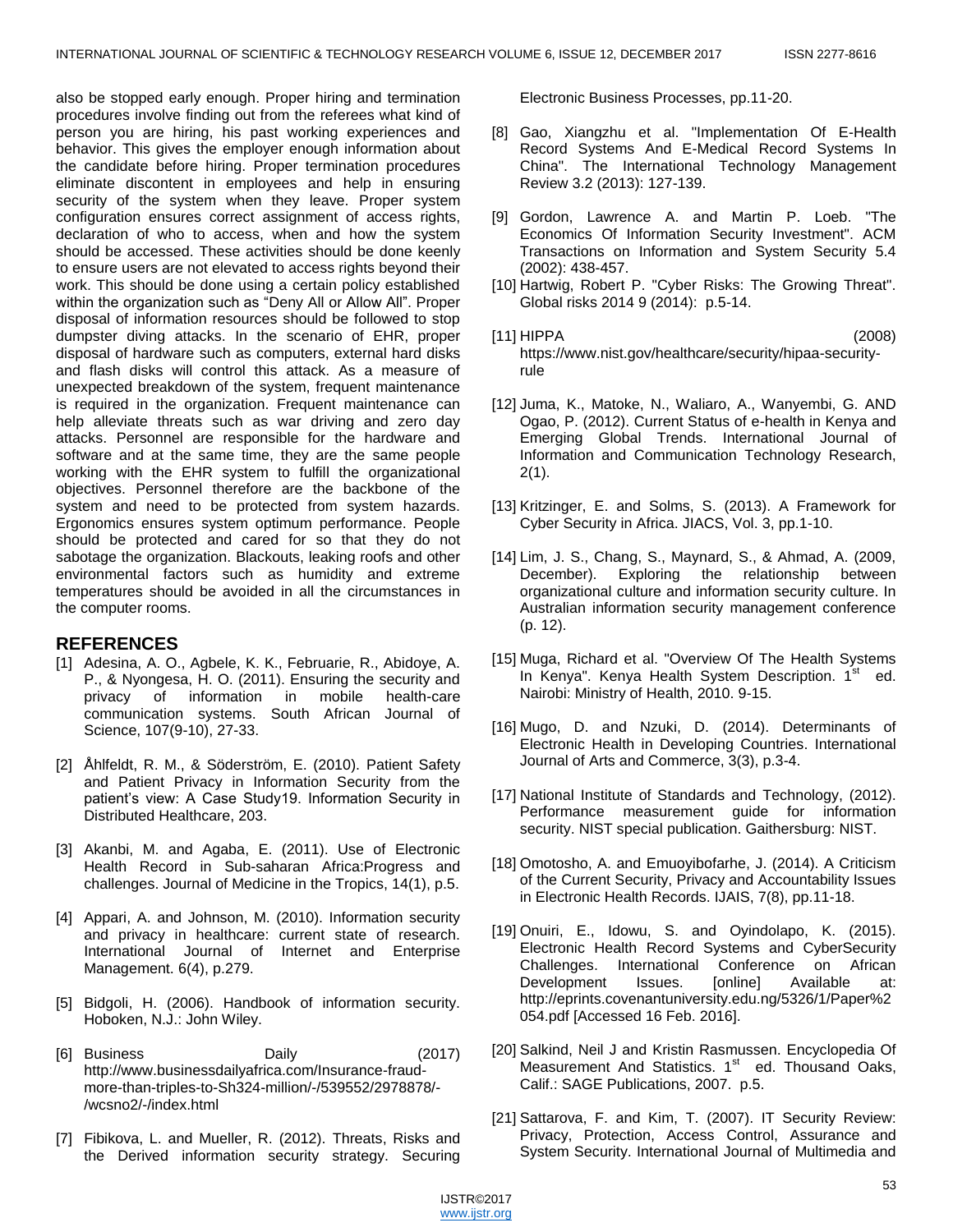also be stopped early enough. Proper hiring and termination procedures involve finding out from the referees what kind of person you are hiring, his past working experiences and behavior. This gives the employer enough information about the candidate before hiring. Proper termination procedures eliminate discontent in employees and help in ensuring security of the system when they leave. Proper system configuration ensures correct assignment of access rights, declaration of who to access, when and how the system should be accessed. These activities should be done keenly to ensure users are not elevated to access rights beyond their work. This should be done using a certain policy established within the organization such as "Deny All or Allow All". Proper disposal of information resources should be followed to stop dumpster diving attacks. In the scenario of EHR, proper disposal of hardware such as computers, external hard disks and flash disks will control this attack. As a measure of unexpected breakdown of the system, frequent maintenance is required in the organization. Frequent maintenance can help alleviate threats such as war driving and zero day attacks. Personnel are responsible for the hardware and software and at the same time, they are the same people working with the EHR system to fulfill the organizational objectives. Personnel therefore are the backbone of the system and need to be protected from system hazards. Ergonomics ensures system optimum performance. People should be protected and cared for so that they do not sabotage the organization. Blackouts, leaking roofs and other environmental factors such as humidity and extreme temperatures should be avoided in all the circumstances in the computer rooms.

## REFERENCES

[1] Adesina, A. O., Agbele, K. K., Februarie, R., Abidoye, A. P., & Nyongesa, H. O. (2011). Ensuring the security and privacy of information in mobile health-care communication systems. South African Journal of Science, 107(9-10), 27-33.

[2] Åhlfeldt, R. M., & Söderström, E. (2010). Patient Safety and Patient Privacy in Information Security from the patient's view: A Case Study19. Information Security in Distributed Healthcare, 203.

[3] Akanbi, M. and Agaba, E. (2011). Use of Electronic Health Record in Sub-saharan Africa:Progress and challenges. Journal of Medicine in the Tropics, 14(1), p.5.

[4] Appari, A. and Johnson, M. (2010). Information security and privacy in healthcare: current state of research. International Journal of Internet and Enterprise Management. 6(4), p.279.

[5] Bidgoli, H. (2006). Handbook of information security. Hoboken, N.J.: John Wiley.

[6] Business Daily (2017) http://www.businessdailyafrica.com/Insurance-fraud-more-than-triples-to-Sh324-million/-/539552/2978878/-/wcsno2/-/index.html

[7] Fibikova, L. and Mueller, R. (2012). Threats, Risks and the Derived information security strategy. Securing Electronic Business Processes, pp.11-20.

[8] Gao, Xiangzhu et al. "Implementation Of E-Health Record Systems And E-Medical Record Systems In China". The International Technology Management Review 3.2 (2013): 127-139.

[9] Gordon, Lawrence A. and Martin P. Loeb. "The Economics Of Information Security Investment". ACM Transactions on Information and System Security 5.4 (2002): 438-457.

[10] Hartwig, Robert P. "Cyber Risks: The Growing Threat". Global risks 2014 9 (2014): p.5-14.

[11] HIPPA (2008) https://www.nist.gov/healthcare/security/hipaa-security-rule

[12] Juma, K., Matoke, N., Waliaro, A., Wanyembi, G. AND Ogao, P. (2012). Current Status of e-health in Kenya and Emerging Global Trends. International Journal of Information and Communication Technology Research, 2(1).

[13] Kritzinger, E. and Solms, S. (2013). A Framework for Cyber Security in Africa. JIACS, Vol. 3, pp.1-10.

[14] Lim, J. S., Chang, S., Maynard, S., & Ahmad, A. (2009, December). Exploring the relationship between organizational culture and information security culture. In Australian information security management conference (p. 12).

[15] Muga, Richard et al. "Overview Of The Health Systems In Kenya". Kenya Health System Description. 1st ed. Nairobi: Ministry of Health, 2010. 9-15.

[16] Mugo, D. and Nzuki, D. (2014). Determinants of Electronic Health in Developing Countries. International Journal of Arts and Commerce, 3(3), p.3-4.

[17] National Institute of Standards and Technology, (2012). Performance measurement guide for information security. NIST special publication. Gaithersburg: NIST.

[18] Omotosho, A. and Emuoyibofarhe, J. (2014). A Criticism of the Current Security, Privacy and Accountability Issues in Electronic Health Records. IJAIS, 7(8), pp.11-18.

[19] Onuiri, E., Idowu, S. and Oyindolapo, K. (2015). Electronic Health Record Systems and CyberSecurity Challenges. International Conference on African Development Issues. [online] Available at: http://eprints.covenantuniversity.edu.ng/5326/1/Paper%2054.pdf [Accessed 16 Feb. 2016].

[20] Salkind, Neil J and Kristin Rasmussen. Encyclopedia Of Measurement And Statistics. 1st ed. Thousand Oaks, Calif.: SAGE Publications, 2007. p.5.

[21] Sattarova, F. and Kim, T. (2007). IT Security Review: Privacy, Protection, Access Control, Assurance and System Security. International Journal of Multimedia and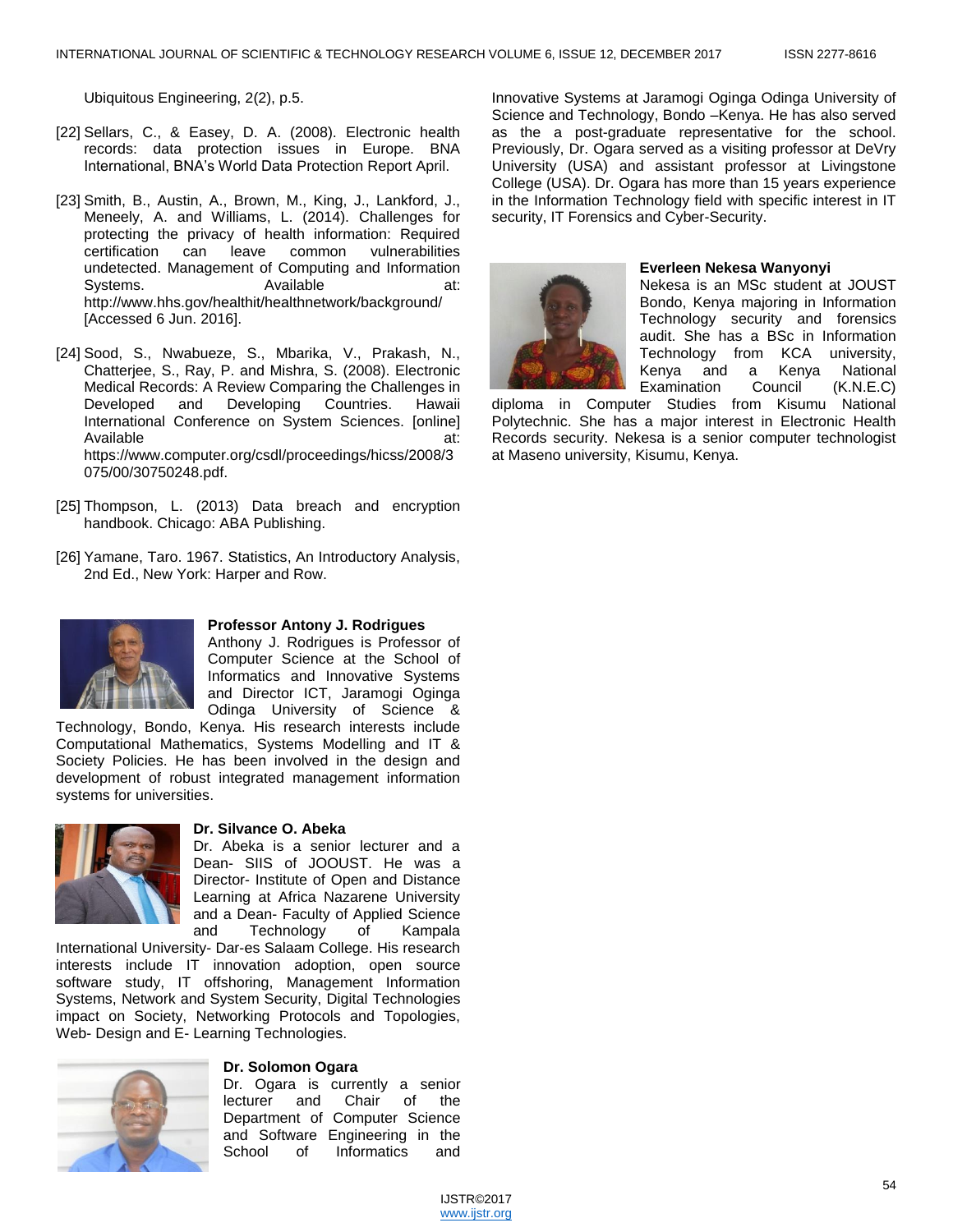Ubiquitous Engineering, 2(2), p.5.

[22] Sellars, C., & Easey, D. A. (2008). Electronic health records: data protection issues in Europe. BNA International, BNA's World Data Protection Report April.

[23] Smith, B., Austin, A., Brown, M., King, J., Lankford, J., Meneely, A. and Williams, L. (2014). Challenges for protecting the privacy of health information: Required certification can leave common vulnerabilities undetected. Management of Computing and Information Systems. Available at: http://www.hhs.gov/healthit/healthnetwork/background/ [Accessed 6 Jun. 2016].

[24] Sood, S., Nwabueze, S., Mbarika, V., Prakash, N., Chatterjee, S., Ray, P. and Mishra, S. (2008). Electronic Medical Records: A Review Comparing the Challenges in Developed and Developing Countries. Hawaii International Conference on System Sciences. [online] Available at: https://www.computer.org/csdl/proceedings/hicss/2008/3075/00/30750248.pdf.

[25] Thompson, L. (2013) Data breach and encryption handbook. Chicago: ABA Publishing.

[26] Yamane, Taro. 1967. Statistics, An Introductory Analysis, 2nd Ed., New York: Harper and Row.

**Professor Antony J. Rodrigues**
Anthony J. Rodrigues is Professor of Computer Science at the School of Informatics and Innovative Systems and Director ICT, Jaramogi Oginga Odinga University of Science & Technology, Bondo, Kenya. His research interests include Computational Mathematics, Systems Modelling and IT & Society Policies. He has been involved in the design and development of robust integrated management information systems for universities.

**Dr. Silvance O. Abeka**
Dr. Abeka is a senior lecturer and a Dean- SIIS of JOOUST. He was a Director- Institute of Open and Distance Learning at Africa Nazarene University and a Dean- Faculty of Applied Science and Technology of Kampala International University- Dar-es Salaam College. His research interests include IT innovation adoption, open source software study, IT offshoring, Management Information Systems, Network and System Security, Digital Technologies impact on Society, Networking Protocols and Topologies, Web- Design and E- Learning Technologies.

**Dr. Solomon Ogara**
Dr. Ogara is currently a senior lecturer and Chair of the Department of Computer Science and Software Engineering in the School of Informatics and Innovative Systems at Jaramogi Oginga Odinga University of Science and Technology, Bondo –Kenya. He has also served as the a post-graduate representative for the school. Previously, Dr. Ogara served as a visiting professor at DeVry University (USA) and assistant professor at Livingstone College (USA). Dr. Ogara has more than 15 years experience in the Information Technology field with specific interest in IT security, IT Forensics and Cyber-Security.

**Everleen Nekesa Wanyonyi**
Nekesa is an MSc student at JOUST Bondo, Kenya majoring in Information Technology security and forensics audit. She has a BSc in Information Technology from KCA university, Kenya and a Kenya National Examination Council (K.N.E.C) diploma in Computer Studies from Kisumu National Polytechnic. She has a major interest in Electronic Health Records security. Nekesa is a senior computer technologist at Maseno university, Kisumu, Kenya.